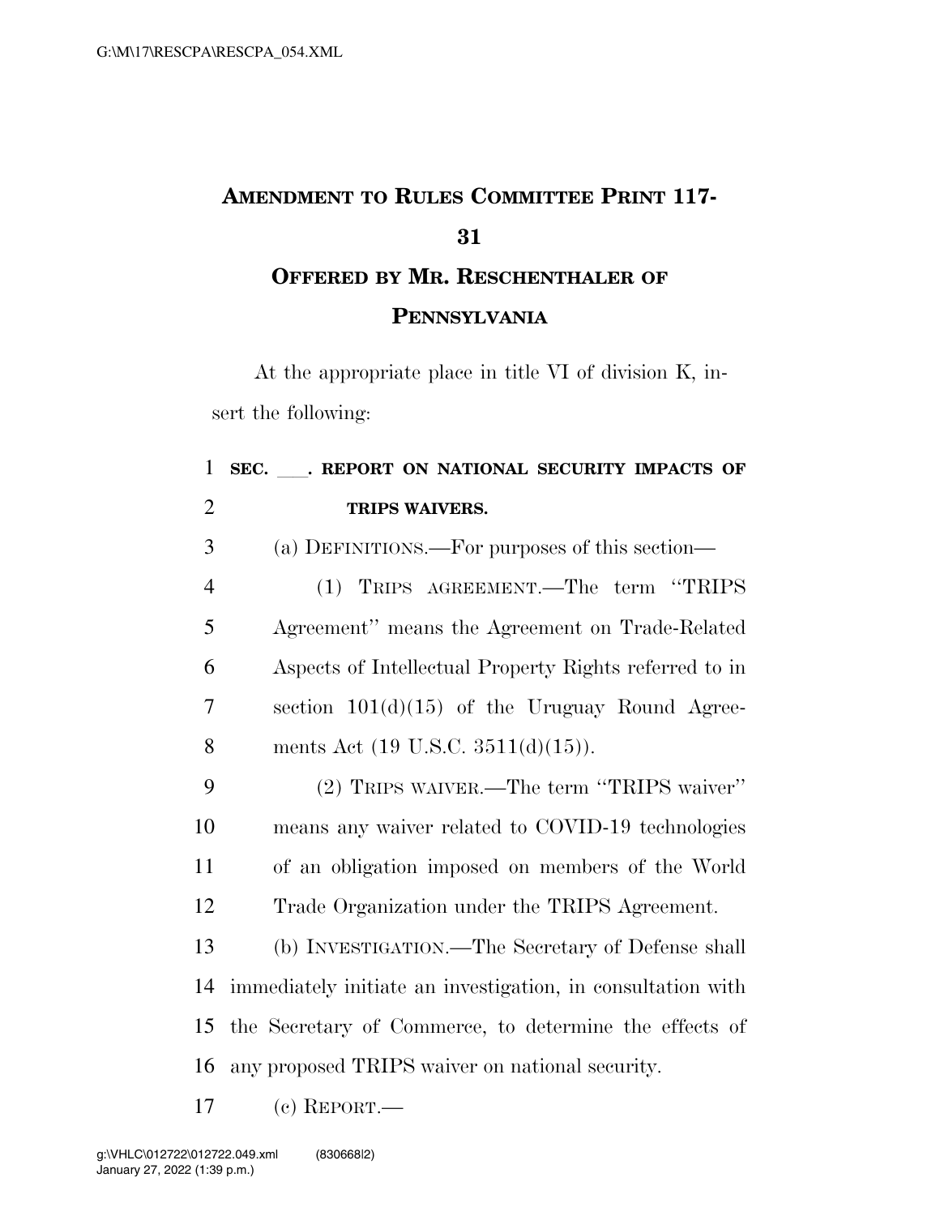# AMENDMENT TO RULES COMMITTEE PRINT 117-31

## OFFERED BY MR. RESCHENTHALER OF PENNSYLVANIA

At the appropriate place in title VI of division K, insert the following:

**SEC. \_\_\_. REPORT ON NATIONAL SECURITY IMPACTS OF TRIPS WAIVERS.**

(a) DEFINITIONS.—For purposes of this section—

(1) TRIPS AGREEMENT.—The term ''TRIPS Agreement'' means the Agreement on Trade-Related Aspects of Intellectual Property Rights referred to in section 101(d)(15) of the Uruguay Round Agreements Act (19 U.S.C. 3511(d)(15)).

(2) TRIPS WAIVER.—The term ''TRIPS waiver'' means any waiver related to COVID-19 technologies of an obligation imposed on members of the World Trade Organization under the TRIPS Agreement.

(b) INVESTIGATION.—The Secretary of Defense shall immediately initiate an investigation, in consultation with the Secretary of Commerce, to determine the effects of any proposed TRIPS waiver on national security.

(c) REPORT.—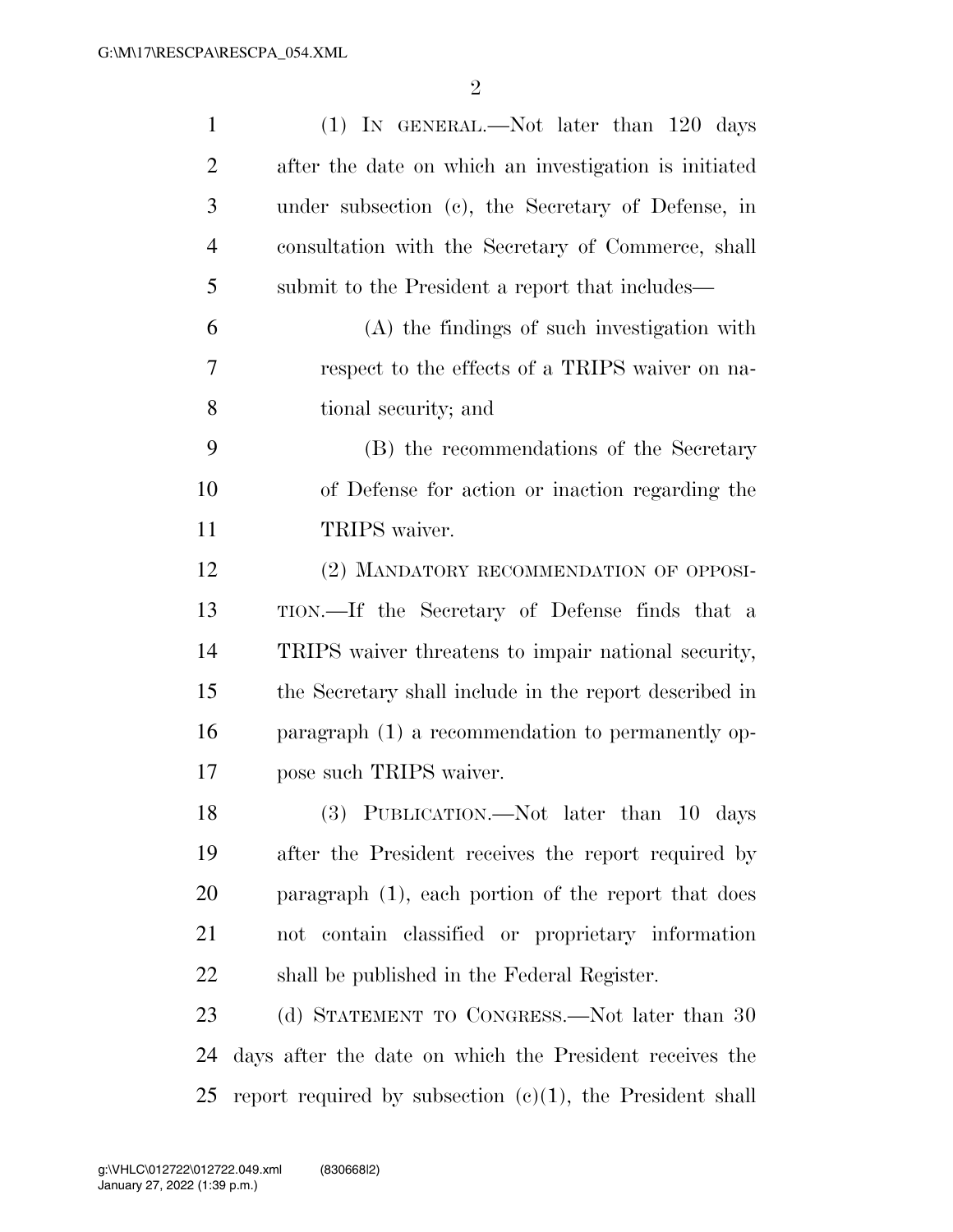(1) IN GENERAL.—Not later than 120 days after the date on which an investigation is initiated under subsection (c), the Secretary of Defense, in consultation with the Secretary of Commerce, shall submit to the President a report that includes—

(A) the findings of such investigation with respect to the effects of a TRIPS waiver on national security; and

(B) the recommendations of the Secretary of Defense for action or inaction regarding the TRIPS waiver.

(2) MANDATORY RECOMMENDATION OF OPPOSITION.—If the Secretary of Defense finds that a TRIPS waiver threatens to impair national security, the Secretary shall include in the report described in paragraph (1) a recommendation to permanently oppose such TRIPS waiver.

(3) PUBLICATION.—Not later than 10 days after the President receives the report required by paragraph (1), each portion of the report that does not contain classified or proprietary information shall be published in the Federal Register.

(d) STATEMENT TO CONGRESS.—Not later than 30 days after the date on which the President receives the report required by subsection (c)(1), the President shall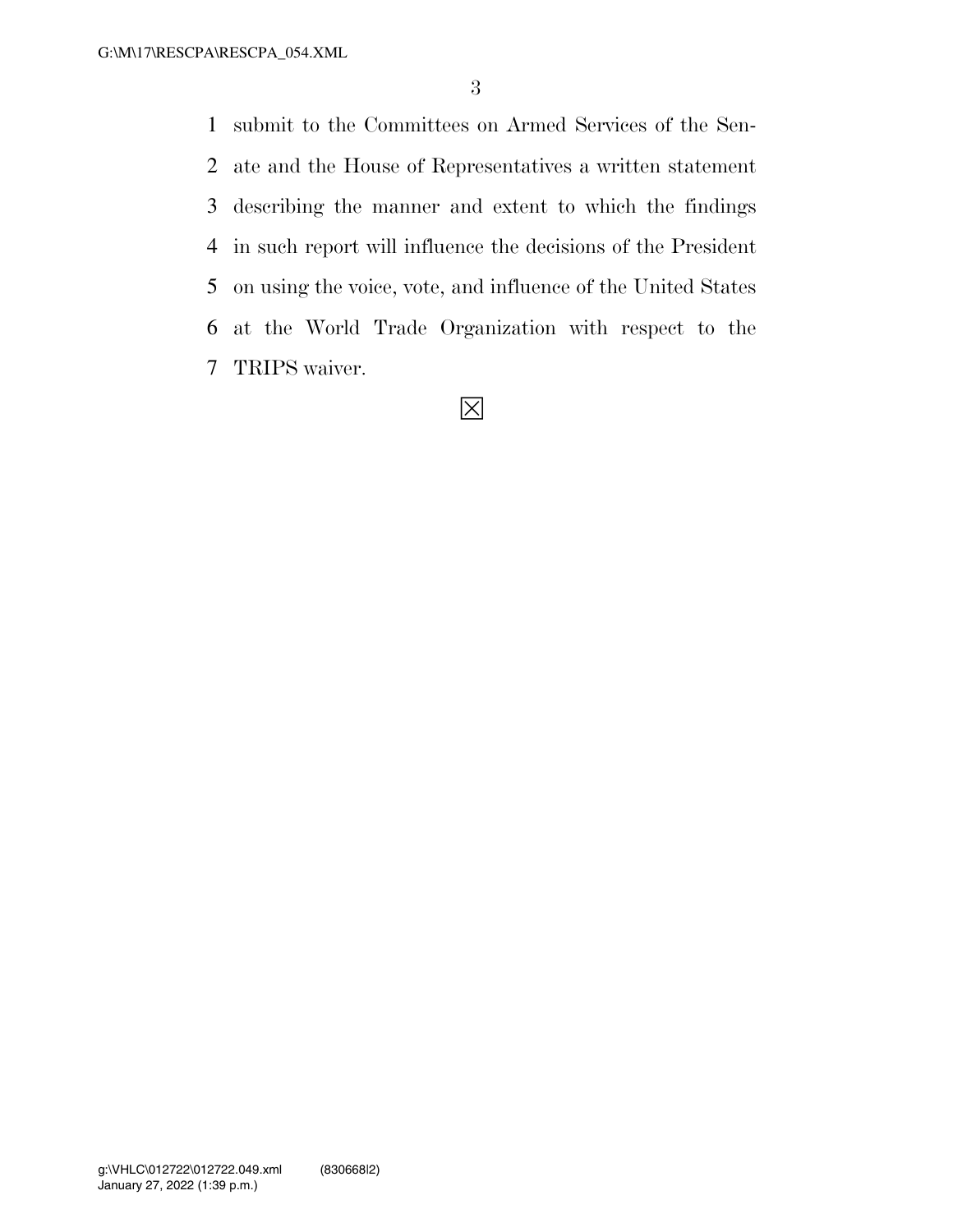submit to the Committees on Armed Services of the Senate and the House of Representatives a written statement describing the manner and extent to which the findings in such report will influence the decisions of the President on using the voice, vote, and influence of the United States at the World Trade Organization with respect to the TRIPS waiver.